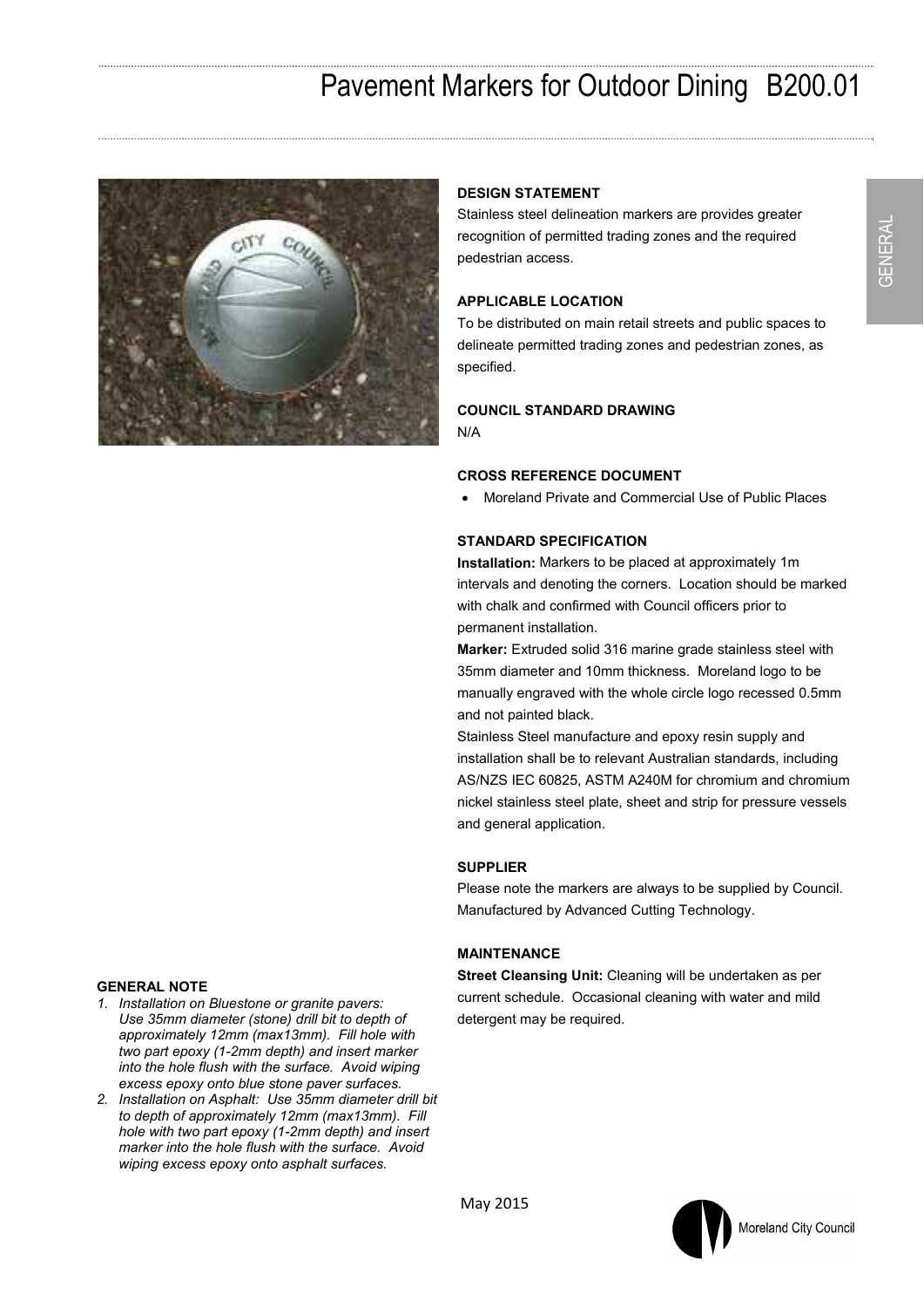# Pavement Markers for Outdoor Dining B200.01

GENERAL

**DESIGN STATEMENT**

Stainless steel delineation markers are provides greater recognition of permitted trading zones and the required pedestrian access.

**APPLICABLE LOCATION**

To be distributed on main retail streets and public spaces to delineate permitted trading zones and pedestrian zones, as specified.

**COUNCIL STANDARD DRAWING**

N/A

**CROSS REFERENCE DOCUMENT**

- Moreland Private and Commercial Use of Public Places

**STANDARD SPECIFICATION**

**Installation:** Markers to be placed at approximately 1m intervals and denoting the corners. Location should be marked with chalk and confirmed with Council officers prior to permanent installation.

**Marker:** Extruded solid 316 marine grade stainless steel with 35mm diameter and 10mm thickness. Moreland logo to be manually engraved with the whole circle logo recessed 0.5mm and not painted black.

Stainless Steel manufacture and epoxy resin supply and installation shall be to relevant Australian standards, including AS/NZS IEC 60825, ASTM A240M for chromium and chromium nickel stainless steel plate, sheet and strip for pressure vessels and general application.

**SUPPLIER**

Please note the markers are always to be supplied by Council. Manufactured by Advanced Cutting Technology.

**MAINTENANCE**

**Street Cleansing Unit:** Cleaning will be undertaken as per current schedule. Occasional cleaning with water and mild detergent may be required.

**GENERAL NOTE**

1. *Installation on Bluestone or granite pavers: Use 35mm diameter (stone) drill bit to depth of approximately 12mm (max13mm). Fill hole with two part epoxy (1-2mm depth) and insert marker into the hole flush with the surface. Avoid wiping excess epoxy onto blue stone paver surfaces.*
2. *Installation on Asphalt: Use 35mm diameter drill bit to depth of approximately 12mm (max13mm). Fill hole with two part epoxy (1-2mm depth) and insert marker into the hole flush with the surface. Avoid wiping excess epoxy onto asphalt surfaces.*

May 2015

Moreland City Council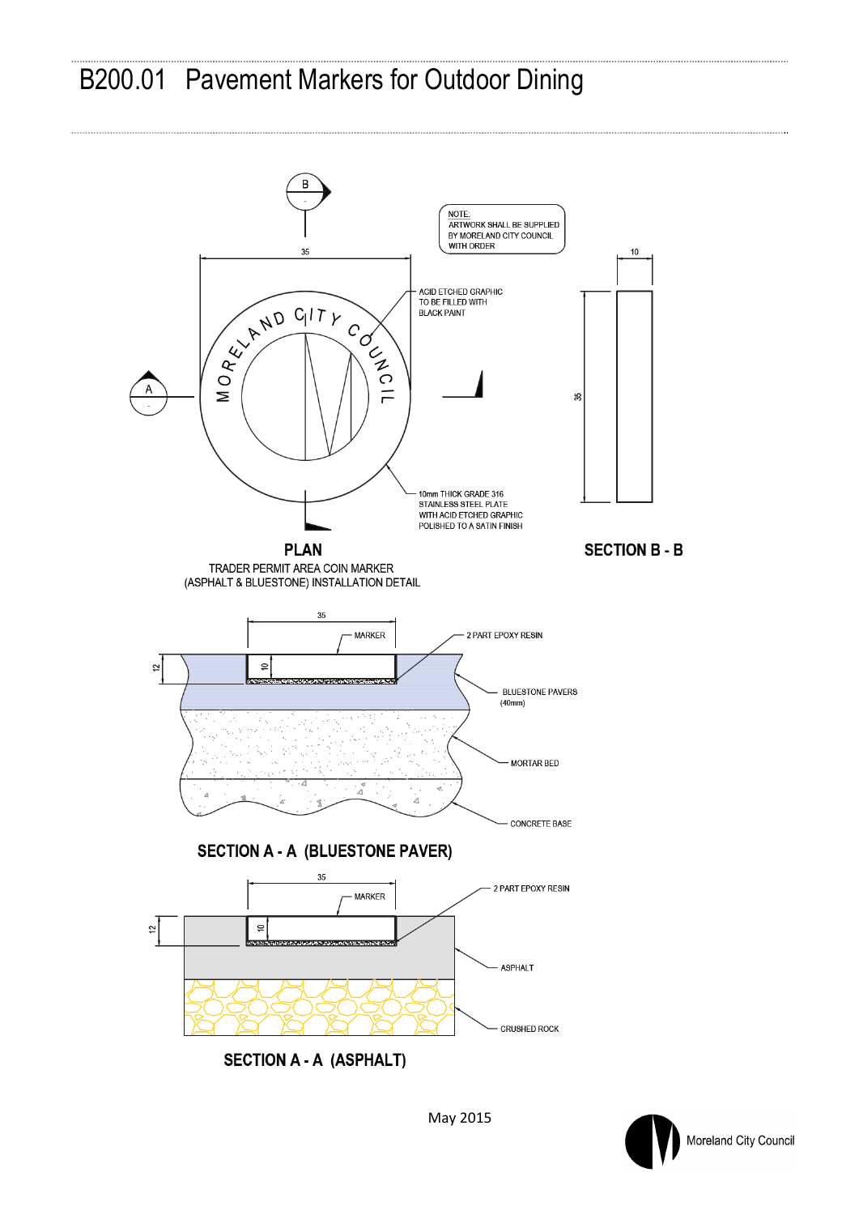# B200.01 Pavement Markers for Outdoor Dining

NOTE:
ARTWORK SHALL BE SUPPLIED BY MORELAND CITY COUNCIL WITH ORDER

35

MORELAND CITY COUNCIL

ACID ETCHED GRAPHIC TO BE FILLED WITH BLACK PAINT

10mm THICK GRADE 316 STAINLESS STEEL PLATE WITH ACID ETCHED GRAPHIC POLISHED TO A SATIN FINISH

10

35

**PLAN**

TRADER PERMIT AREA COIN MARKER (ASPHALT & BLUESTONE) INSTALLATION DETAIL

**SECTION B - B**

35

MARKER

2 PART EPOXY RESIN

12

10

BLUESTONE PAVERS (40mm)

MORTAR BED

CONCRETE BASE

**SECTION A - A (BLUESTONE PAVER)**

35

MARKER

2 PART EPOXY RESIN

12

10

ASPHALT

CRUSHED ROCK

**SECTION A - A (ASPHALT)**

May 2015

Moreland City Council